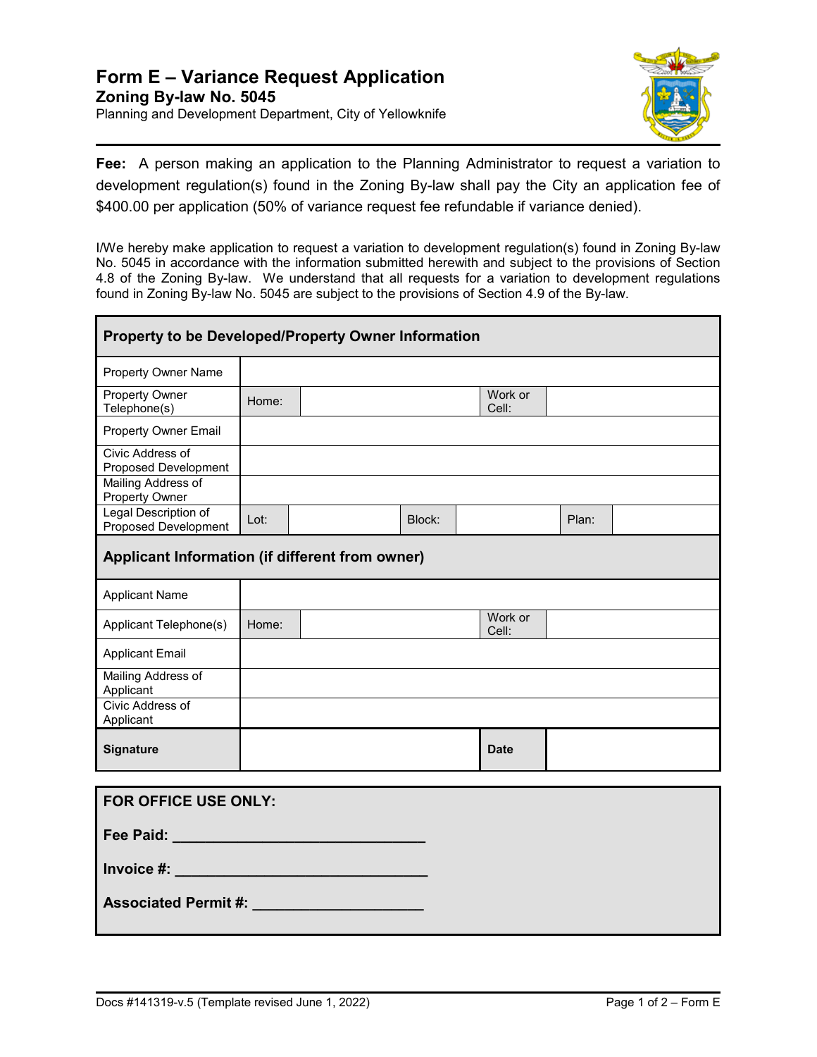# Form E – Variance Request Application

## Zoning By-law No. 5045

Planning and Development Department, City of Yellowknife

**Fee:** A person making an application to the Planning Administrator to request a variation to development regulation(s) found in the Zoning By-law shall pay the City an application fee of $400.00 per application (50% of variance request fee refundable if variance denied).

I/We hereby make application to request a variation to development regulation(s) found in Zoning By-law No. 5045 in accordance with the information submitted herewith and subject to the provisions of Section 4.8 of the Zoning By-law. We understand that all requests for a variation to development regulations found in Zoning By-law No. 5045 are subject to the provisions of Section 4.9 of the By-law.

| **Property to be Developed/Property Owner Information** | | | | | | |
|---|---|---|---|---|---|---|
| Property Owner Name | | | | | | |
| Property Owner Telephone(s) | Home: | | | Work or Cell: | | |
| Property Owner Email | | | | | | |
| Civic Address of Proposed Development | | | | | | |
| Mailing Address of Property Owner | | | | | | |
| Legal Description of Proposed Development | Lot: | | Block: | | Plan: | |
| **Applicant Information (if different from owner)** | | | | | | |
| Applicant Name | | | | | | |
| Applicant Telephone(s) | Home: | | | Work or Cell: | | |
| Applicant Email | | | | | | |
| Mailing Address of Applicant | | | | | | |
| Civic Address of Applicant | | | | | | |
| **Signature** | | | | **Date** | | |

**FOR OFFICE USE ONLY:**

**Fee Paid:** ______________________________

**Invoice #:** ______________________________

**Associated Permit #:** ____________________

Docs #141319-v.5 (Template revised June 1, 2022)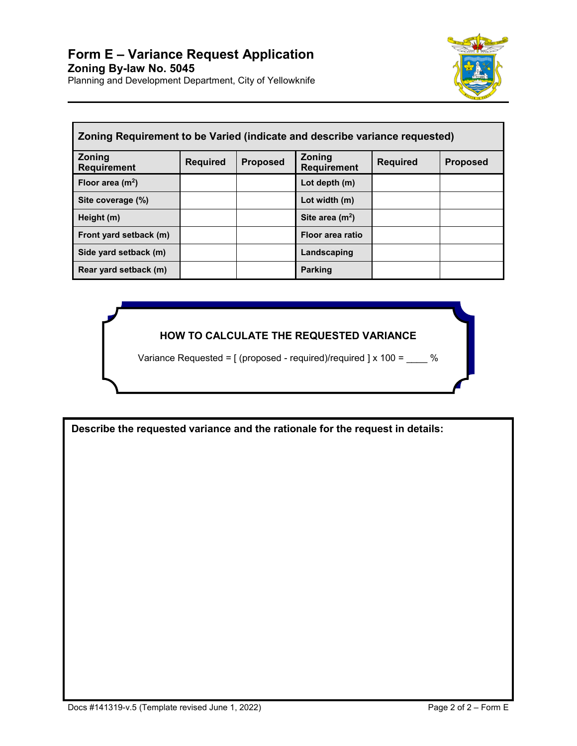# Form E – Variance Request Application

## Zoning By-law No. 5045

Planning and Development Department, City of Yellowknife

| Zoning Requirement to be Varied (indicate and describe variance requested) | | | | | |
|---|---|---|---|---|---|
| **Zoning Requirement** | **Required** | **Proposed** | **Zoning Requirement** | **Required** | **Proposed** |
| **Floor area ($m^2$)** | | | **Lot depth (m)** | | |
| **Site coverage (%)** | | | **Lot width (m)** | | |
| **Height (m)** | | | **Site area ($m^2$)** | | |
| **Front yard setback (m)** | | | **Floor area ratio** | | |
| **Side yard setback (m)** | | | **Landscaping** | | |
| **Rear yard setback (m)** | | | **Parking** | | |

**HOW TO CALCULATE THE REQUESTED VARIANCE**

Variance Requested = [ (proposed - required)/required ] x 100 = ____ %

**Describe the requested variance and the rationale for the request in details:**

Docs #141319-v.5 (Template revised June 1, 2022)